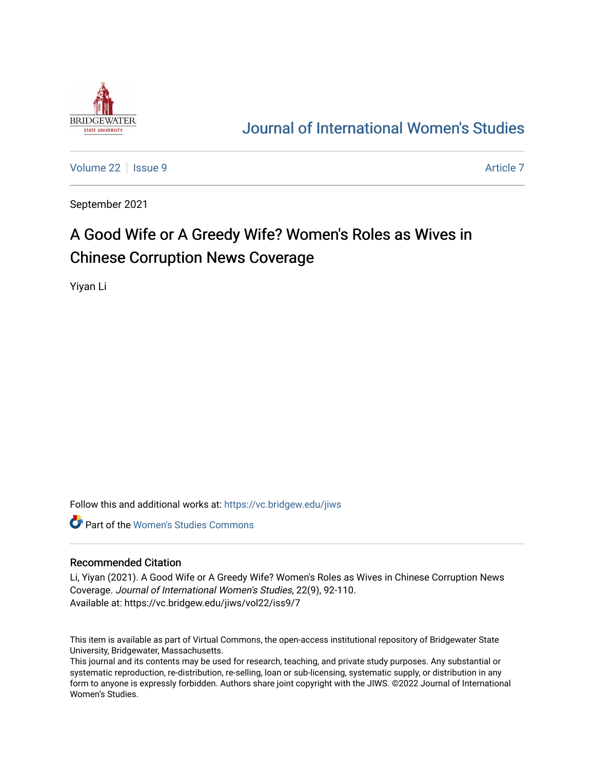Journal of International Women's Studies

Volume 22 | Issue 9 | Article 7

September 2021

# A Good Wife or A Greedy Wife? Women's Roles as Wives in Chinese Corruption News Coverage

Yiyan Li

Follow this and additional works at: https://vc.bridgew.edu/jiws

Part of the Women's Studies Commons

## Recommended Citation

Li, Yiyan (2021). A Good Wife or A Greedy Wife? Women's Roles as Wives in Chinese Corruption News Coverage. *Journal of International Women's Studies*, 22(9), 92-110.
Available at: https://vc.bridgew.edu/jiws/vol22/iss9/7

This item is available as part of Virtual Commons, the open-access institutional repository of Bridgewater State University, Bridgewater, Massachusetts.
This journal and its contents may be used for research, teaching, and private study purposes. Any substantial or systematic reproduction, re-distribution, re-selling, loan or sub-licensing, systematic supply, or distribution in any form to anyone is expressly forbidden. Authors share joint copyright with the JIWS. ©2022 Journal of International Women's Studies.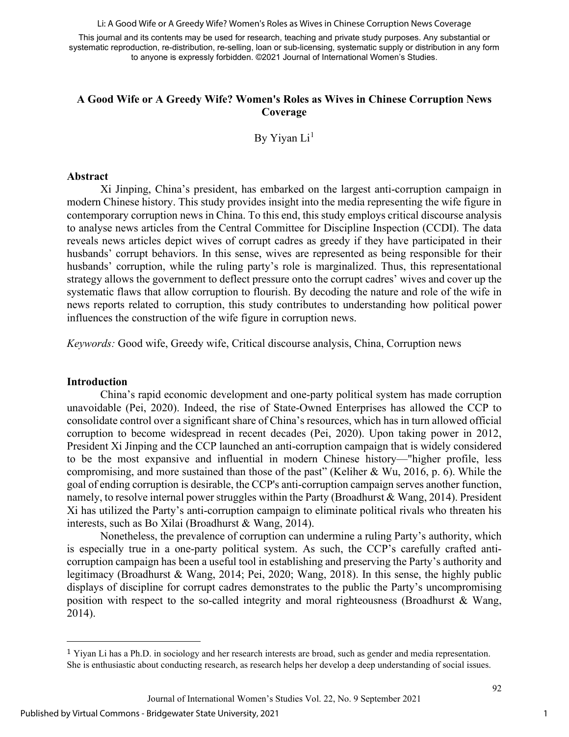This journal and its contents may be used for research, teaching and private study purposes. Any substantial or systematic reproduction, re-distribution, re-selling, loan or sub-licensing, systematic supply or distribution in any form to anyone is expressly forbidden. ©2021 Journal of International Women's Studies.

# A Good Wife or A Greedy Wife? Women's Roles as Wives in Chinese Corruption News Coverage

By Yiyan Li[1]

## Abstract

Xi Jinping, China's president, has embarked on the largest anti-corruption campaign in modern Chinese history. This study provides insight into the media representing the wife figure in contemporary corruption news in China. To this end, this study employs critical discourse analysis to analyse news articles from the Central Committee for Discipline Inspection (CCDI). The data reveals news articles depict wives of corrupt cadres as greedy if they have participated in their husbands' corrupt behaviors. In this sense, wives are represented as being responsible for their husbands' corruption, while the ruling party's role is marginalized. Thus, this representational strategy allows the government to deflect pressure onto the corrupt cadres' wives and cover up the systematic flaws that allow corruption to flourish. By decoding the nature and role of the wife in news reports related to corruption, this study contributes to understanding how political power influences the construction of the wife figure in corruption news.

*Keywords:* Good wife, Greedy wife, Critical discourse analysis, China, Corruption news

## Introduction

China's rapid economic development and one-party political system has made corruption unavoidable (Pei, 2020). Indeed, the rise of State-Owned Enterprises has allowed the CCP to consolidate control over a significant share of China's resources, which has in turn allowed official corruption to become widespread in recent decades (Pei, 2020). Upon taking power in 2012, President Xi Jinping and the CCP launched an anti-corruption campaign that is widely considered to be the most expansive and influential in modern Chinese history—"higher profile, less compromising, and more sustained than those of the past" (Keliher & Wu, 2016, p. 6). While the goal of ending corruption is desirable, the CCP's anti-corruption campaign serves another function, namely, to resolve internal power struggles within the Party (Broadhurst & Wang, 2014). President Xi has utilized the Party's anti-corruption campaign to eliminate political rivals who threaten his interests, such as Bo Xilai (Broadhurst & Wang, 2014).

Nonetheless, the prevalence of corruption can undermine a ruling Party's authority, which is especially true in a one-party political system. As such, the CCP's carefully crafted anti-corruption campaign has been a useful tool in establishing and preserving the Party's authority and legitimacy (Broadhurst & Wang, 2014; Pei, 2020; Wang, 2018). In this sense, the highly public displays of discipline for corrupt cadres demonstrates to the public the Party's uncompromising position with respect to the so-called integrity and moral righteousness (Broadhurst & Wang, 2014).

[1] Yiyan Li has a Ph.D. in sociology and her research interests are broad, such as gender and media representation. She is enthusiastic about conducting research, as research helps her develop a deep understanding of social issues.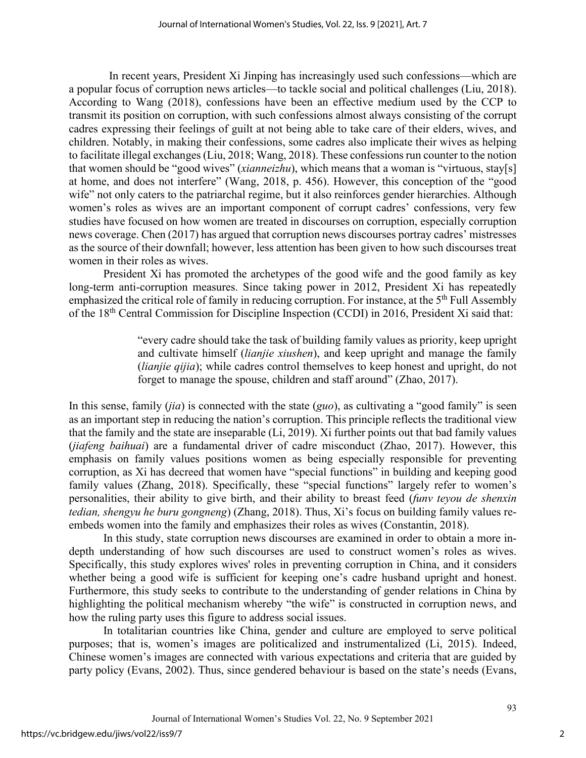In recent years, President Xi Jinping has increasingly used such confessions—which are a popular focus of corruption news articles—to tackle social and political challenges (Liu, 2018). According to Wang (2018), confessions have been an effective medium used by the CCP to transmit its position on corruption, with such confessions almost always consisting of the corrupt cadres expressing their feelings of guilt at not being able to take care of their elders, wives, and children. Notably, in making their confessions, some cadres also implicate their wives as helping to facilitate illegal exchanges (Liu, 2018; Wang, 2018). These confessions run counter to the notion that women should be "good wives" (*xianneizhu*), which means that a woman is "virtuous, stay[s] at home, and does not interfere" (Wang, 2018, p. 456). However, this conception of the "good wife" not only caters to the patriarchal regime, but it also reinforces gender hierarchies. Although women's roles as wives are an important component of corrupt cadres' confessions, very few studies have focused on how women are treated in discourses on corruption, especially corruption news coverage. Chen (2017) has argued that corruption news discourses portray cadres' mistresses as the source of their downfall; however, less attention has been given to how such discourses treat women in their roles as wives.

President Xi has promoted the archetypes of the good wife and the good family as key long-term anti-corruption measures. Since taking power in 2012, President Xi has repeatedly emphasized the critical role of family in reducing corruption. For instance, at the 5th Full Assembly of the 18th Central Commission for Discipline Inspection (CCDI) in 2016, President Xi said that:

> "every cadre should take the task of building family values as priority, keep upright and cultivate himself (*lianjie xiushen*), and keep upright and manage the family (*lianjie qijia*); while cadres control themselves to keep honest and upright, do not forget to manage the spouse, children and staff around" (Zhao, 2017).

In this sense, family (*jia*) is connected with the state (*guo*), as cultivating a "good family" is seen as an important step in reducing the nation's corruption. This principle reflects the traditional view that the family and the state are inseparable (Li, 2019). Xi further points out that bad family values (*jiafeng baihuai*) are a fundamental driver of cadre misconduct (Zhao, 2017). However, this emphasis on family values positions women as being especially responsible for preventing corruption, as Xi has decreed that women have "special functions" in building and keeping good family values (Zhang, 2018). Specifically, these "special functions" largely refer to women's personalities, their ability to give birth, and their ability to breast feed (*funv teyou de shenxin tedian, shengyu he buru gongneng*) (Zhang, 2018). Thus, Xi's focus on building family values re-embeds women into the family and emphasizes their roles as wives (Constantin, 2018).

In this study, state corruption news discourses are examined in order to obtain a more in-depth understanding of how such discourses are used to construct women's roles as wives. Specifically, this study explores wives' roles in preventing corruption in China, and it considers whether being a good wife is sufficient for keeping one's cadre husband upright and honest. Furthermore, this study seeks to contribute to the understanding of gender relations in China by highlighting the political mechanism whereby "the wife" is constructed in corruption news, and how the ruling party uses this figure to address social issues.

In totalitarian countries like China, gender and culture are employed to serve political purposes; that is, women's images are politicized and instrumentalized (Li, 2015). Indeed, Chinese women's images are connected with various expectations and criteria that are guided by party policy (Evans, 2002). Thus, since gendered behaviour is based on the state's needs (Evans,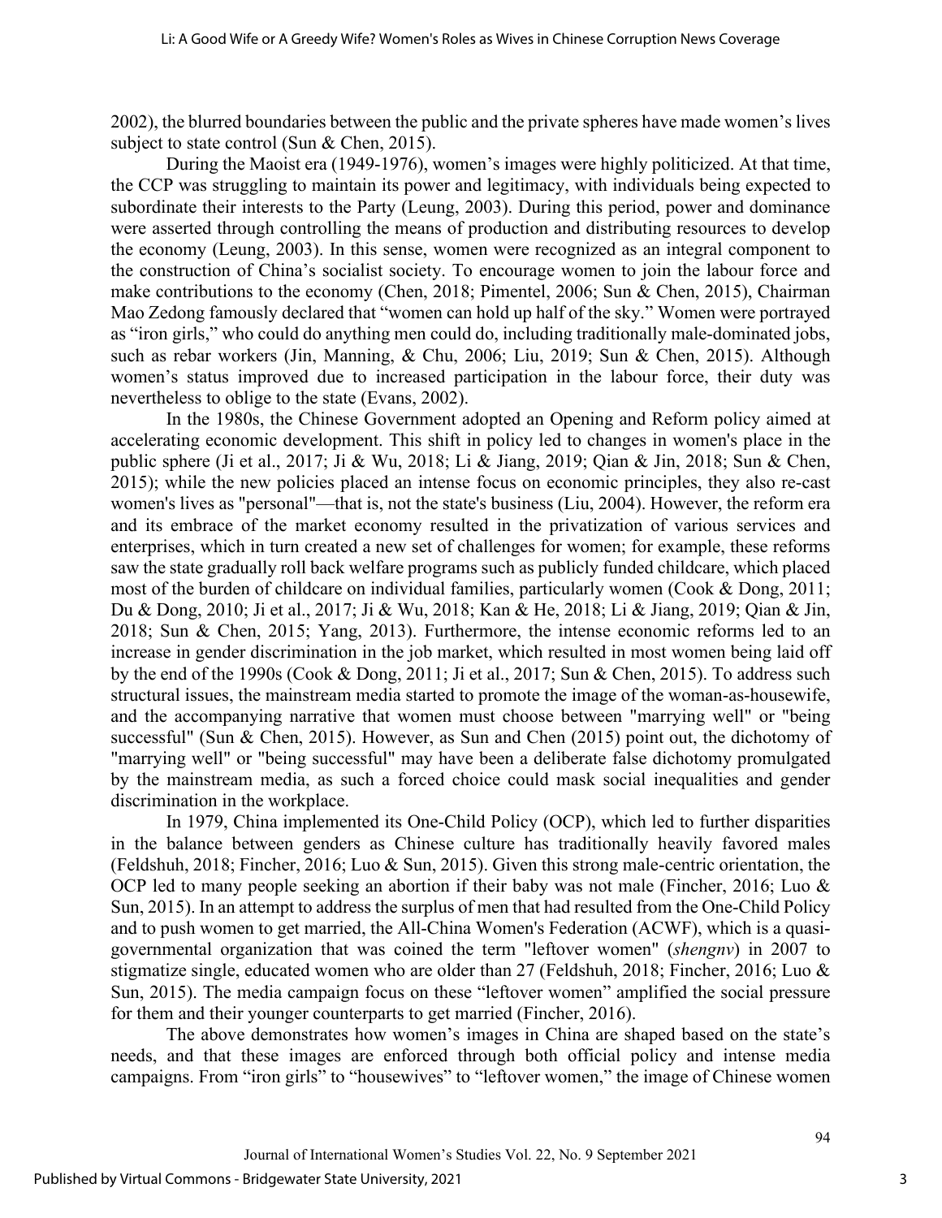2002), the blurred boundaries between the public and the private spheres have made women's lives subject to state control (Sun & Chen, 2015).

During the Maoist era (1949-1976), women's images were highly politicized. At that time, the CCP was struggling to maintain its power and legitimacy, with individuals being expected to subordinate their interests to the Party (Leung, 2003). During this period, power and dominance were asserted through controlling the means of production and distributing resources to develop the economy (Leung, 2003). In this sense, women were recognized as an integral component to the construction of China's socialist society. To encourage women to join the labour force and make contributions to the economy (Chen, 2018; Pimentel, 2006; Sun & Chen, 2015), Chairman Mao Zedong famously declared that "women can hold up half of the sky." Women were portrayed as "iron girls," who could do anything men could do, including traditionally male-dominated jobs, such as rebar workers (Jin, Manning, & Chu, 2006; Liu, 2019; Sun & Chen, 2015). Although women's status improved due to increased participation in the labour force, their duty was nevertheless to oblige to the state (Evans, 2002).

In the 1980s, the Chinese Government adopted an Opening and Reform policy aimed at accelerating economic development. This shift in policy led to changes in women's place in the public sphere (Ji et al., 2017; Ji & Wu, 2018; Li & Jiang, 2019; Qian & Jin, 2018; Sun & Chen, 2015); while the new policies placed an intense focus on economic principles, they also re-cast women's lives as "personal"—that is, not the state's business (Liu, 2004). However, the reform era and its embrace of the market economy resulted in the privatization of various services and enterprises, which in turn created a new set of challenges for women; for example, these reforms saw the state gradually roll back welfare programs such as publicly funded childcare, which placed most of the burden of childcare on individual families, particularly women (Cook & Dong, 2011; Du & Dong, 2010; Ji et al., 2017; Ji & Wu, 2018; Kan & He, 2018; Li & Jiang, 2019; Qian & Jin, 2018; Sun & Chen, 2015; Yang, 2013). Furthermore, the intense economic reforms led to an increase in gender discrimination in the job market, which resulted in most women being laid off by the end of the 1990s (Cook & Dong, 2011; Ji et al., 2017; Sun & Chen, 2015). To address such structural issues, the mainstream media started to promote the image of the woman-as-housewife, and the accompanying narrative that women must choose between "marrying well" or "being successful" (Sun & Chen, 2015). However, as Sun and Chen (2015) point out, the dichotomy of "marrying well" or "being successful" may have been a deliberate false dichotomy promulgated by the mainstream media, as such a forced choice could mask social inequalities and gender discrimination in the workplace.

In 1979, China implemented its One-Child Policy (OCP), which led to further disparities in the balance between genders as Chinese culture has traditionally heavily favored males (Feldshuh, 2018; Fincher, 2016; Luo & Sun, 2015). Given this strong male-centric orientation, the OCP led to many people seeking an abortion if their baby was not male (Fincher, 2016; Luo & Sun, 2015). In an attempt to address the surplus of men that had resulted from the One-Child Policy and to push women to get married, the All-China Women's Federation (ACWF), which is a quasi-governmental organization that was coined the term "leftover women" (*shengnv*) in 2007 to stigmatize single, educated women who are older than 27 (Feldshuh, 2018; Fincher, 2016; Luo & Sun, 2015). The media campaign focus on these "leftover women" amplified the social pressure for them and their younger counterparts to get married (Fincher, 2016).

The above demonstrates how women's images in China are shaped based on the state's needs, and that these images are enforced through both official policy and intense media campaigns. From "iron girls" to "housewives" to "leftover women," the image of Chinese women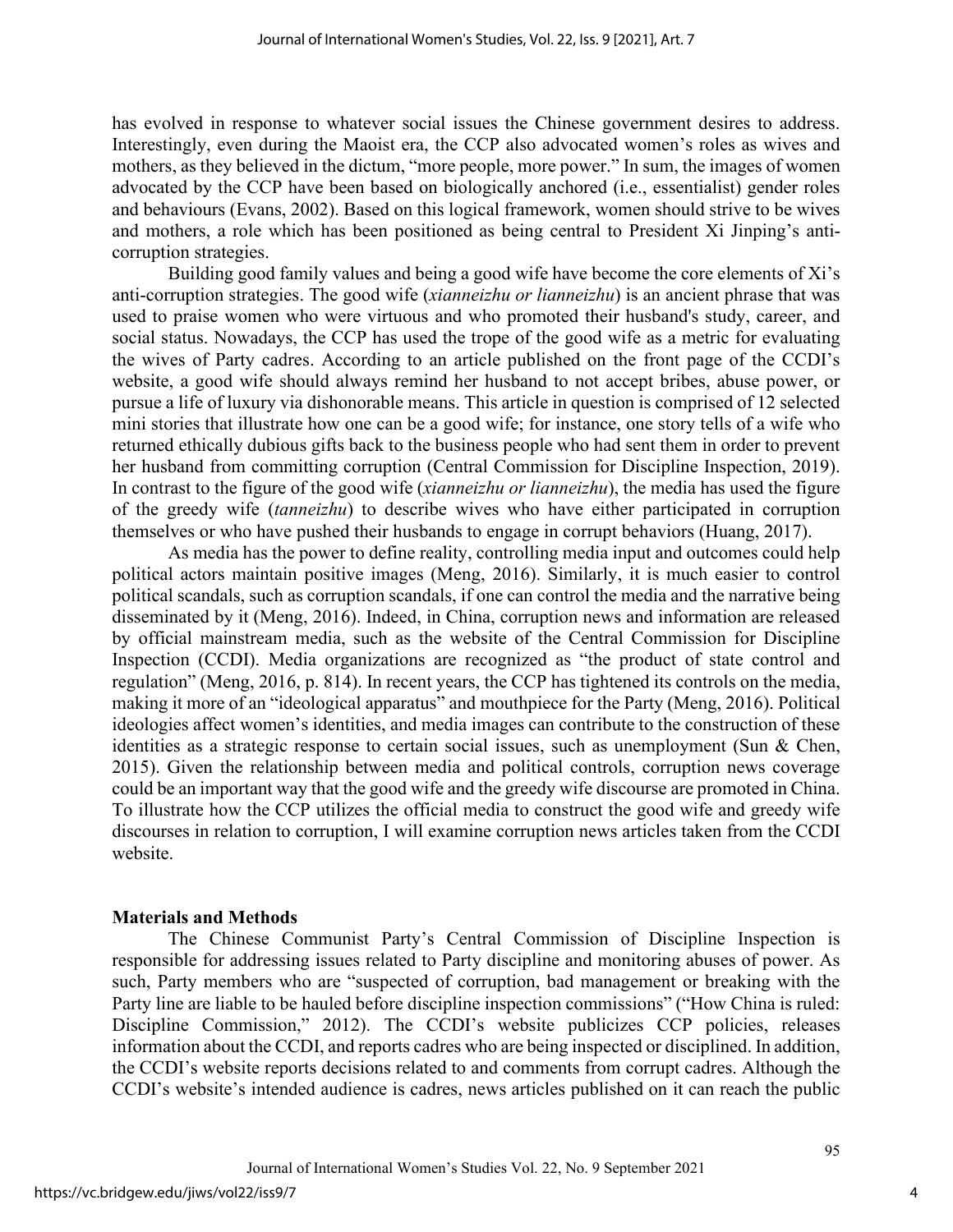has evolved in response to whatever social issues the Chinese government desires to address. Interestingly, even during the Maoist era, the CCP also advocated women's roles as wives and mothers, as they believed in the dictum, "more people, more power." In sum, the images of women advocated by the CCP have been based on biologically anchored (i.e., essentialist) gender roles and behaviours (Evans, 2002). Based on this logical framework, women should strive to be wives and mothers, a role which has been positioned as being central to President Xi Jinping's anti-corruption strategies.

Building good family values and being a good wife have become the core elements of Xi's anti-corruption strategies. The good wife (*xianneizhu or lianneizhu*) is an ancient phrase that was used to praise women who were virtuous and who promoted their husband's study, career, and social status. Nowadays, the CCP has used the trope of the good wife as a metric for evaluating the wives of Party cadres. According to an article published on the front page of the CCDI's website, a good wife should always remind her husband to not accept bribes, abuse power, or pursue a life of luxury via dishonorable means. This article in question is comprised of 12 selected mini stories that illustrate how one can be a good wife; for instance, one story tells of a wife who returned ethically dubious gifts back to the business people who had sent them in order to prevent her husband from committing corruption (Central Commission for Discipline Inspection, 2019). In contrast to the figure of the good wife (*xianneizhu or lianneizhu*), the media has used the figure of the greedy wife (*tanneizhu*) to describe wives who have either participated in corruption themselves or who have pushed their husbands to engage in corrupt behaviors (Huang, 2017).

As media has the power to define reality, controlling media input and outcomes could help political actors maintain positive images (Meng, 2016). Similarly, it is much easier to control political scandals, such as corruption scandals, if one can control the media and the narrative being disseminated by it (Meng, 2016). Indeed, in China, corruption news and information are released by official mainstream media, such as the website of the Central Commission for Discipline Inspection (CCDI). Media organizations are recognized as "the product of state control and regulation" (Meng, 2016, p. 814). In recent years, the CCP has tightened its controls on the media, making it more of an "ideological apparatus" and mouthpiece for the Party (Meng, 2016). Political ideologies affect women's identities, and media images can contribute to the construction of these identities as a strategic response to certain social issues, such as unemployment (Sun & Chen, 2015). Given the relationship between media and political controls, corruption news coverage could be an important way that the good wife and the greedy wife discourse are promoted in China. To illustrate how the CCP utilizes the official media to construct the good wife and greedy wife discourses in relation to corruption, I will examine corruption news articles taken from the CCDI website.

## Materials and Methods

The Chinese Communist Party's Central Commission of Discipline Inspection is responsible for addressing issues related to Party discipline and monitoring abuses of power. As such, Party members who are "suspected of corruption, bad management or breaking with the Party line are liable to be hauled before discipline inspection commissions" ("How China is ruled: Discipline Commission," 2012). The CCDI's website publicizes CCP policies, releases information about the CCDI, and reports cadres who are being inspected or disciplined. In addition, the CCDI's website reports decisions related to and comments from corrupt cadres. Although the CCDI's website's intended audience is cadres, news articles published on it can reach the public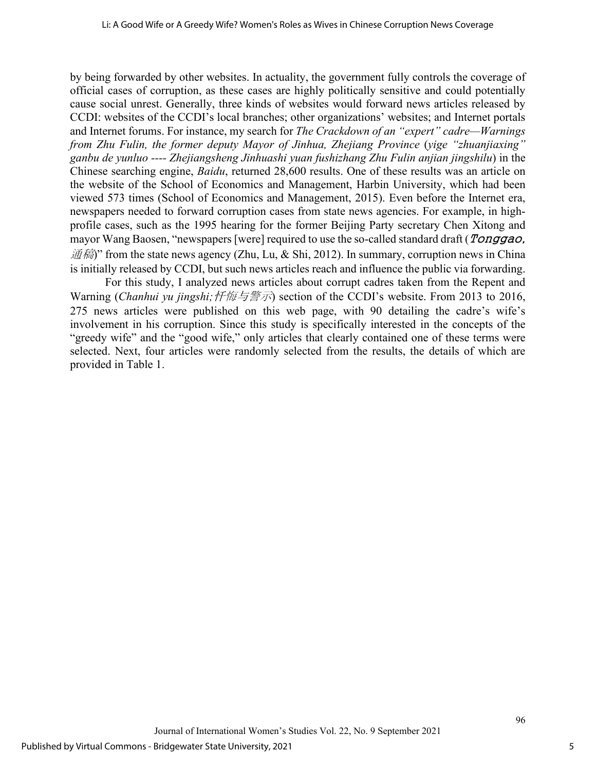by being forwarded by other websites. In actuality, the government fully controls the coverage of official cases of corruption, as these cases are highly politically sensitive and could potentially cause social unrest. Generally, three kinds of websites would forward news articles released by CCDI: websites of the CCDI's local branches; other organizations' websites; and Internet portals and Internet forums. For instance, my search for *The Crackdown of an "expert" cadre—Warnings from Zhu Fulin, the former deputy Mayor of Jinhua, Zhejiang Province* (*yige "zhuanjiaxing" ganbu de yunluo ---- Zhejiangsheng Jinhuashi yuan fushizhang Zhu Fulin anjian jingshilu*) in the Chinese searching engine, *Baidu*, returned 28,600 results. One of these results was an article on the website of the School of Economics and Management, Harbin University, which had been viewed 573 times (School of Economics and Management, 2015). Even before the Internet era, newspapers needed to forward corruption cases from state news agencies. For example, in high-profile cases, such as the 1995 hearing for the former Beijing Party secretary Chen Xitong and mayor Wang Baosen, "newspapers [were] required to use the so-called standard draft (*Tonggao, 通稿*)" from the state news agency (Zhu, Lu, & Shi, 2012). In summary, corruption news in China is initially released by CCDI, but such news articles reach and influence the public via forwarding.

For this study, I analyzed news articles about corrupt cadres taken from the Repent and Warning (*Chanhui yu jingshi;忏悔与警示*) section of the CCDI's website. From 2013 to 2016, 275 news articles were published on this web page, with 90 detailing the cadre's wife's involvement in his corruption. Since this study is specifically interested in the concepts of the "greedy wife" and the "good wife," only articles that clearly contained one of these terms were selected. Next, four articles were randomly selected from the results, the details of which are provided in Table 1.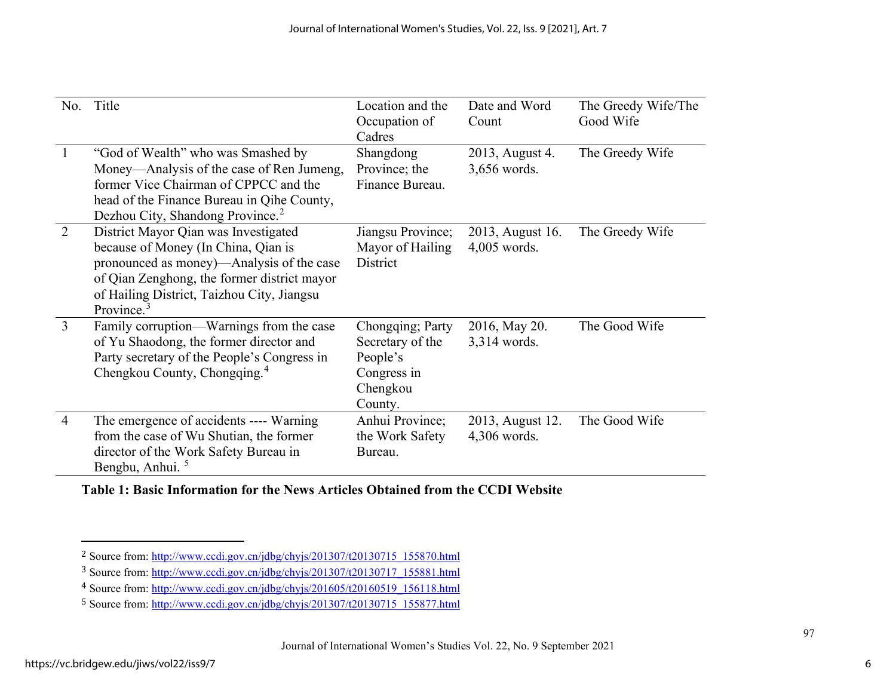| No. | Title | Location and the Occupation of Cadres | Date and Word Count | The Greedy Wife/The Good Wife |
|---|---|---|---|---|
| 1 | "God of Wealth" who was Smashed by Money—Analysis of the case of Ren Jumeng, former Vice Chairman of CPPCC and the head of the Finance Bureau in Qihe County, Dezhou City, Shandong Province.[2] | Shangdong Province; the Finance Bureau. | 2013, August 4. 3,656 words. | The Greedy Wife |
| 2 | District Mayor Qian was Investigated because of Money (In China, Qian is pronounced as money)—Analysis of the case of Qian Zenghong, the former district mayor of Hailing District, Taizhou City, Jiangsu Province.[3] | Jiangsu Province; Mayor of Hailing District | 2013, August 16. 4,005 words. | The Greedy Wife |
| 3 | Family corruption—Warnings from the case of Yu Shaodong, the former director and Party secretary of the People's Congress in Chengkou County, Chongqing.[4] | Chongqing; Party Secretary of the People's Congress in Chengkou County. | 2016, May 20. 3,314 words. | The Good Wife |
| 4 | The emergence of accidents ---- Warning from the case of Wu Shutian, the former director of the Work Safety Bureau in Bengbu, Anhui.[5] | Anhui Province; the Work Safety Bureau. | 2013, August 12. 4,306 words. | The Good Wife |

**Table 1: Basic Information for the News Articles Obtained from the CCDI Website**

---

[2] Source from: http://www.ccdi.gov.cn/jdbg/chyjs/201307/t20130715_155870.html

[3] Source from: http://www.ccdi.gov.cn/jdbg/chyjs/201307/t20130717_155881.html

[4] Source from: http://www.ccdi.gov.cn/jdbg/chyjs/201605/t20160519_156118.html

[5] Source from: http://www.ccdi.gov.cn/jdbg/chyjs/201307/t20130715_155877.html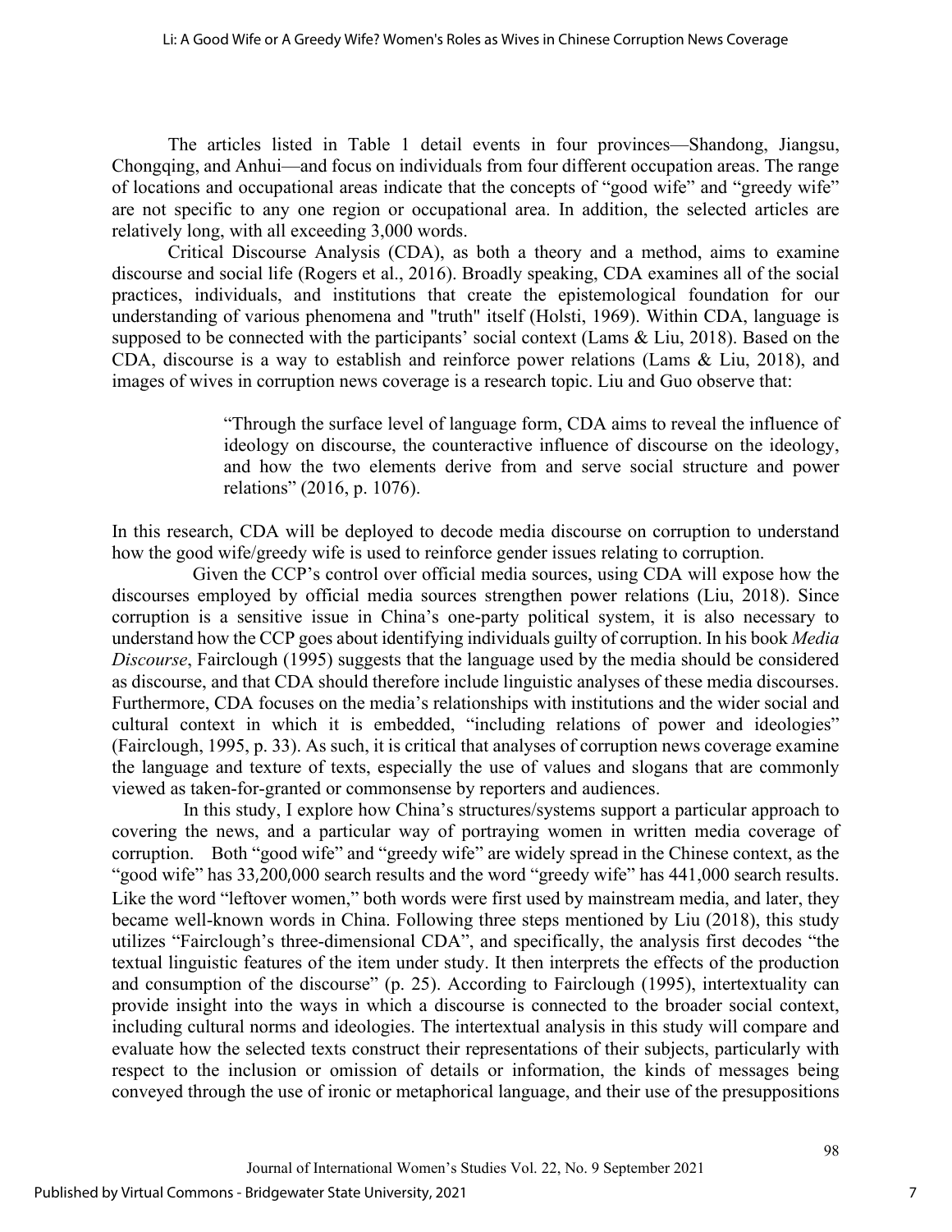The articles listed in Table 1 detail events in four provinces—Shandong, Jiangsu, Chongqing, and Anhui—and focus on individuals from four different occupation areas. The range of locations and occupational areas indicate that the concepts of "good wife" and "greedy wife" are not specific to any one region or occupational area. In addition, the selected articles are relatively long, with all exceeding 3,000 words.

Critical Discourse Analysis (CDA), as both a theory and a method, aims to examine discourse and social life (Rogers et al., 2016). Broadly speaking, CDA examines all of the social practices, individuals, and institutions that create the epistemological foundation for our understanding of various phenomena and "truth" itself (Holsti, 1969). Within CDA, language is supposed to be connected with the participants' social context (Lams & Liu, 2018). Based on the CDA, discourse is a way to establish and reinforce power relations (Lams & Liu, 2018), and images of wives in corruption news coverage is a research topic. Liu and Guo observe that:

> "Through the surface level of language form, CDA aims to reveal the influence of ideology on discourse, the counteractive influence of discourse on the ideology, and how the two elements derive from and serve social structure and power relations" (2016, p. 1076).

In this research, CDA will be deployed to decode media discourse on corruption to understand how the good wife/greedy wife is used to reinforce gender issues relating to corruption.

Given the CCP's control over official media sources, using CDA will expose how the discourses employed by official media sources strengthen power relations (Liu, 2018). Since corruption is a sensitive issue in China's one-party political system, it is also necessary to understand how the CCP goes about identifying individuals guilty of corruption. In his book *Media Discourse*, Fairclough (1995) suggests that the language used by the media should be considered as discourse, and that CDA should therefore include linguistic analyses of these media discourses. Furthermore, CDA focuses on the media's relationships with institutions and the wider social and cultural context in which it is embedded, "including relations of power and ideologies" (Fairclough, 1995, p. 33). As such, it is critical that analyses of corruption news coverage examine the language and texture of texts, especially the use of values and slogans that are commonly viewed as taken-for-granted or commonsense by reporters and audiences.

In this study, I explore how China's structures/systems support a particular approach to covering the news, and a particular way of portraying women in written media coverage of corruption. Both "good wife" and "greedy wife" are widely spread in the Chinese context, as the "good wife" has 33,200,000 search results and the word "greedy wife" has 441,000 search results. Like the word "leftover women," both words were first used by mainstream media, and later, they became well-known words in China. Following three steps mentioned by Liu (2018), this study utilizes "Fairclough's three-dimensional CDA", and specifically, the analysis first decodes "the textual linguistic features of the item under study. It then interprets the effects of the production and consumption of the discourse" (p. 25). According to Fairclough (1995), intertextuality can provide insight into the ways in which a discourse is connected to the broader social context, including cultural norms and ideologies. The intertextual analysis in this study will compare and evaluate how the selected texts construct their representations of their subjects, particularly with respect to the inclusion or omission of details or information, the kinds of messages being conveyed through the use of ironic or metaphorical language, and their use of the presuppositions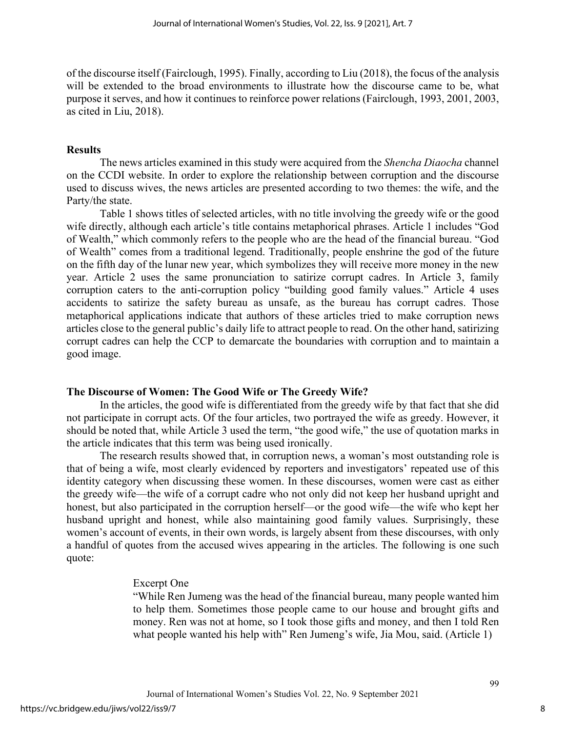of the discourse itself (Fairclough, 1995). Finally, according to Liu (2018), the focus of the analysis will be extended to the broad environments to illustrate how the discourse came to be, what purpose it serves, and how it continues to reinforce power relations (Fairclough, 1993, 2001, 2003, as cited in Liu, 2018).

## Results

The news articles examined in this study were acquired from the *Shencha Diaocha* channel on the CCDI website. In order to explore the relationship between corruption and the discourse used to discuss wives, the news articles are presented according to two themes: the wife, and the Party/the state.

Table 1 shows titles of selected articles, with no title involving the greedy wife or the good wife directly, although each article's title contains metaphorical phrases. Article 1 includes "God of Wealth," which commonly refers to the people who are the head of the financial bureau. "God of Wealth" comes from a traditional legend. Traditionally, people enshrine the god of the future on the fifth day of the lunar new year, which symbolizes they will receive more money in the new year. Article 2 uses the same pronunciation to satirize corrupt cadres. In Article 3, family corruption caters to the anti-corruption policy "building good family values." Article 4 uses accidents to satirize the safety bureau as unsafe, as the bureau has corrupt cadres. Those metaphorical applications indicate that authors of these articles tried to make corruption news articles close to the general public's daily life to attract people to read. On the other hand, satirizing corrupt cadres can help the CCP to demarcate the boundaries with corruption and to maintain a good image.

## The Discourse of Women: The Good Wife or The Greedy Wife?

In the articles, the good wife is differentiated from the greedy wife by that fact that she did not participate in corrupt acts. Of the four articles, two portrayed the wife as greedy. However, it should be noted that, while Article 3 used the term, "the good wife," the use of quotation marks in the article indicates that this term was being used ironically.

The research results showed that, in corruption news, a woman's most outstanding role is that of being a wife, most clearly evidenced by reporters and investigators' repeated use of this identity category when discussing these women. In these discourses, women were cast as either the greedy wife—the wife of a corrupt cadre who not only did not keep her husband upright and honest, but also participated in the corruption herself—or the good wife—the wife who kept her husband upright and honest, while also maintaining good family values. Surprisingly, these women's account of events, in their own words, is largely absent from these discourses, with only a handful of quotes from the accused wives appearing in the articles. The following is one such quote:

> Excerpt One
>
> "While Ren Jumeng was the head of the financial bureau, many people wanted him to help them. Sometimes those people came to our house and brought gifts and money. Ren was not at home, so I took those gifts and money, and then I told Ren what people wanted his help with" Ren Jumeng's wife, Jia Mou, said. (Article 1)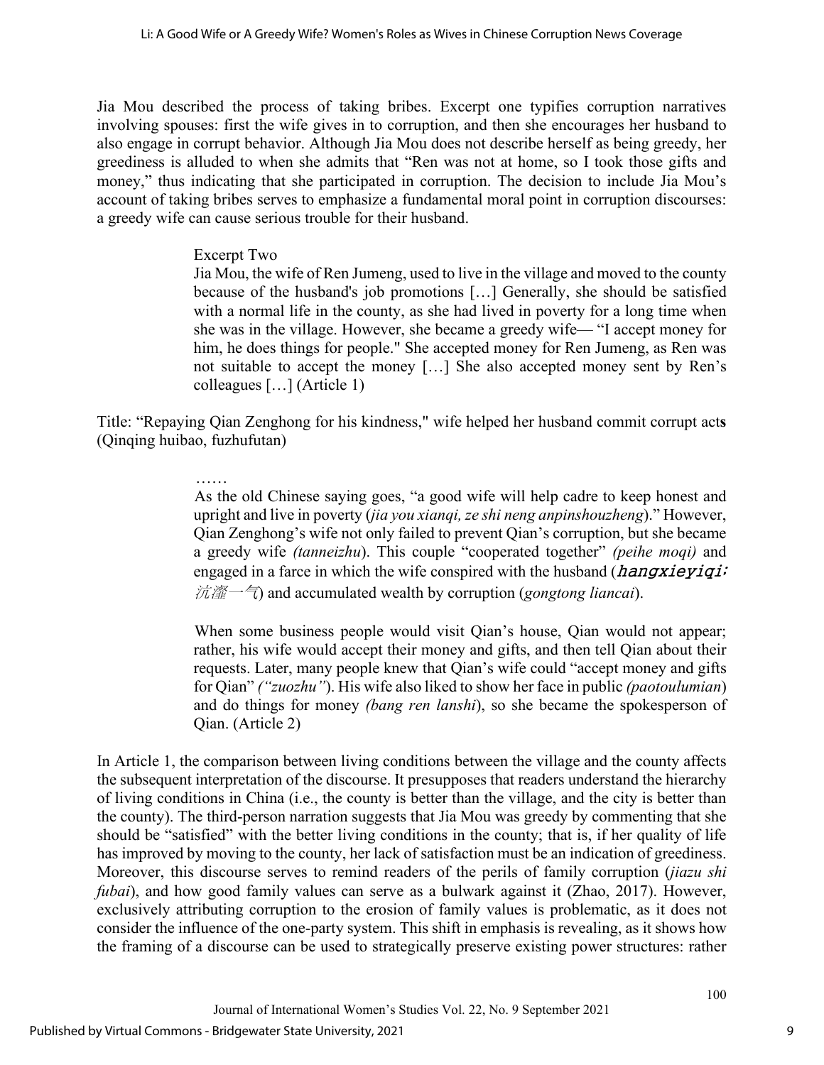Jia Mou described the process of taking bribes. Excerpt one typifies corruption narratives involving spouses: first the wife gives in to corruption, and then she encourages her husband to also engage in corrupt behavior. Although Jia Mou does not describe herself as being greedy, her greediness is alluded to when she admits that "Ren was not at home, so I took those gifts and money," thus indicating that she participated in corruption. The decision to include Jia Mou's account of taking bribes serves to emphasize a fundamental moral point in corruption discourses: a greedy wife can cause serious trouble for their husband.

> Excerpt Two
>
> Jia Mou, the wife of Ren Jumeng, used to live in the village and moved to the county because of the husband's job promotions […] Generally, she should be satisfied with a normal life in the county, as she had lived in poverty for a long time when she was in the village. However, she became a greedy wife— "I accept money for him, he does things for people." She accepted money for Ren Jumeng, as Ren was not suitable to accept the money […] She also accepted money sent by Ren's colleagues […] (Article 1)

Title: "Repaying Qian Zenghong for his kindness," wife helped her husband commit corrupt act**s** (Qinqing huibao, fuzhufutan)

> ……
>
> As the old Chinese saying goes, "a good wife will help cadre to keep honest and upright and live in poverty (*jia you xianqi, ze shi neng anpinshouzheng*)." However, Qian Zenghong's wife not only failed to prevent Qian's corruption, but she became a greedy wife *(tanneizhu*). This couple "cooperated together" *(peihe moqi)* and engaged in a farce in which the wife conspired with the husband (*hangxieyiqi;* 沆瀣一气) and accumulated wealth by corruption (*gongtong liancai*).
>
> When some business people would visit Qian's house, Qian would not appear; rather, his wife would accept their money and gifts, and then tell Qian about their requests. Later, many people knew that Qian's wife could "accept money and gifts for Qian" *("zuozhu")*. His wife also liked to show her face in public *(paotoulumian*) and do things for money *(bang ren lanshi*), so she became the spokesperson of Qian. (Article 2)

In Article 1, the comparison between living conditions between the village and the county affects the subsequent interpretation of the discourse. It presupposes that readers understand the hierarchy of living conditions in China (i.e., the county is better than the village, and the city is better than the county). The third-person narration suggests that Jia Mou was greedy by commenting that she should be "satisfied" with the better living conditions in the county; that is, if her quality of life has improved by moving to the county, her lack of satisfaction must be an indication of greediness. Moreover, this discourse serves to remind readers of the perils of family corruption (*jiazu shi fubai*), and how good family values can serve as a bulwark against it (Zhao, 2017). However, exclusively attributing corruption to the erosion of family values is problematic, as it does not consider the influence of the one-party system. This shift in emphasis is revealing, as it shows how the framing of a discourse can be used to strategically preserve existing power structures: rather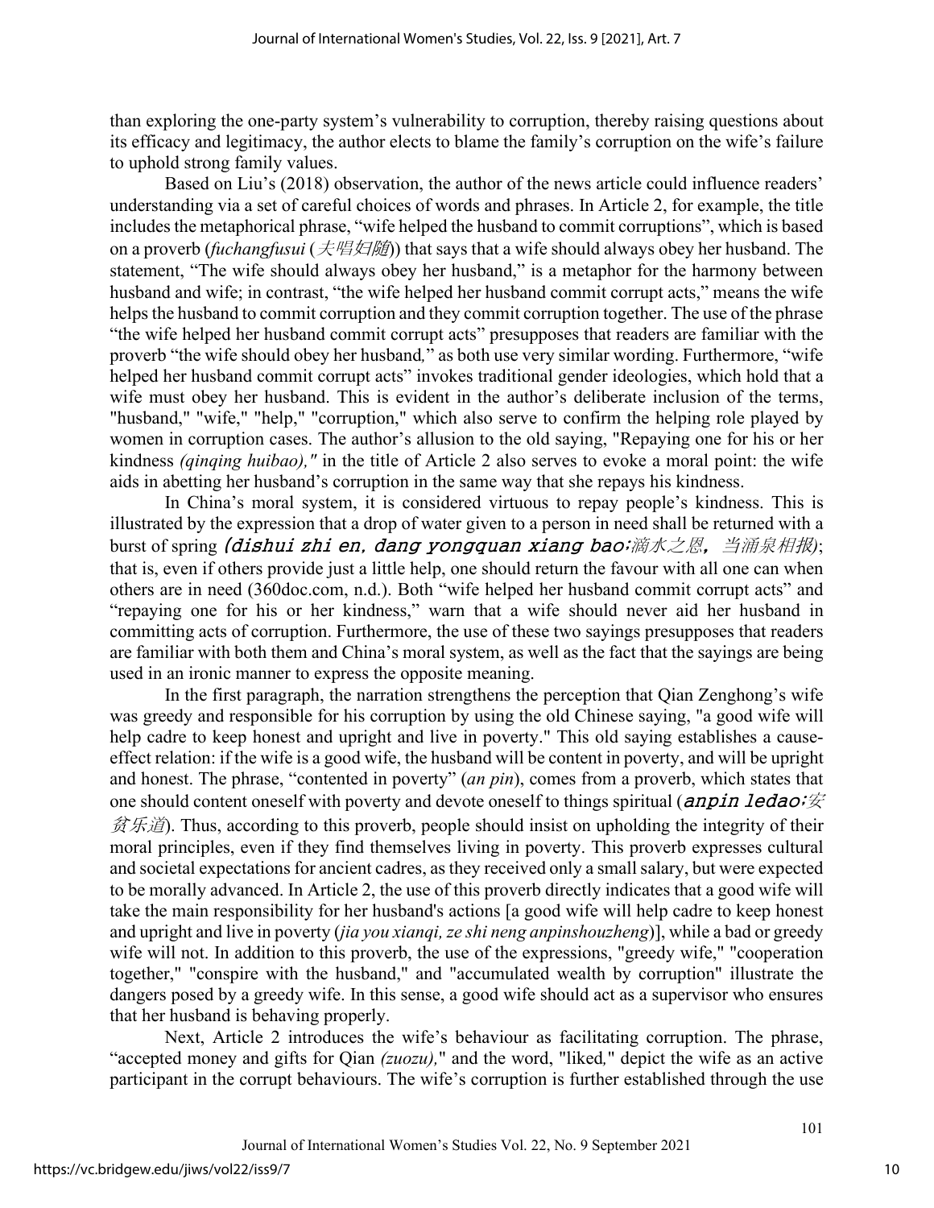than exploring the one-party system's vulnerability to corruption, thereby raising questions about its efficacy and legitimacy, the author elects to blame the family's corruption on the wife's failure to uphold strong family values.

Based on Liu's (2018) observation, the author of the news article could influence readers' understanding via a set of careful choices of words and phrases. In Article 2, for example, the title includes the metaphorical phrase, "wife helped the husband to commit corruptions", which is based on a proverb (*fuchangfusui* (*夫唱妇随*)) that says that a wife should always obey her husband. The statement, "The wife should always obey her husband," is a metaphor for the harmony between husband and wife; in contrast, "the wife helped her husband commit corrupt acts," means the wife helps the husband to commit corruption and they commit corruption together. The use of the phrase "the wife helped her husband commit corrupt acts" presupposes that readers are familiar with the proverb "the wife should obey her husband," as both use very similar wording. Furthermore, "wife helped her husband commit corrupt acts" invokes traditional gender ideologies, which hold that a wife must obey her husband. This is evident in the author's deliberate inclusion of the terms, "husband," "wife," "help," "corruption," which also serve to confirm the helping role played by women in corruption cases. The author's allusion to the old saying, "Repaying one for his or her kindness *(qinqing huibao),"* in the title of Article 2 also serves to evoke a moral point: the wife aids in abetting her husband's corruption in the same way that she repays his kindness.

In China's moral system, it is considered virtuous to repay people's kindness. This is illustrated by the expression that a drop of water given to a person in need shall be returned with a burst of spring *(dishui zhi en, dang yongquan xiang bao;滴水之恩，当涌泉相报*); that is, even if others provide just a little help, one should return the favour with all one can when others are in need (360doc.com, n.d.). Both "wife helped her husband commit corrupt acts" and "repaying one for his or her kindness," warn that a wife should never aid her husband in committing acts of corruption. Furthermore, the use of these two sayings presupposes that readers are familiar with both them and China's moral system, as well as the fact that the sayings are being used in an ironic manner to express the opposite meaning.

In the first paragraph, the narration strengthens the perception that Qian Zenghong's wife was greedy and responsible for his corruption by using the old Chinese saying, "a good wife will help cadre to keep honest and upright and live in poverty." This old saying establishes a cause-effect relation: if the wife is a good wife, the husband will be content in poverty, and will be upright and honest. The phrase, "contented in poverty" (*an pin*), comes from a proverb, which states that one should content oneself with poverty and devote oneself to things spiritual (***anpin ledao;安贫乐道***). Thus, according to this proverb, people should insist on upholding the integrity of their moral principles, even if they find themselves living in poverty. This proverb expresses cultural and societal expectations for ancient cadres, as they received only a small salary, but were expected to be morally advanced. In Article 2, the use of this proverb directly indicates that a good wife will take the main responsibility for her husband's actions [a good wife will help cadre to keep honest and upright and live in poverty (*jia you xianqi, ze shi neng anpinshouzheng*)], while a bad or greedy wife will not. In addition to this proverb, the use of the expressions, "greedy wife," "cooperation together," "conspire with the husband," and "accumulated wealth by corruption" illustrate the dangers posed by a greedy wife. In this sense, a good wife should act as a supervisor who ensures that her husband is behaving properly.

Next, Article 2 introduces the wife's behaviour as facilitating corruption. The phrase, "accepted money and gifts for Qian *(zuozu),*" and the word, "liked," depict the wife as an active participant in the corrupt behaviours. The wife's corruption is further established through the use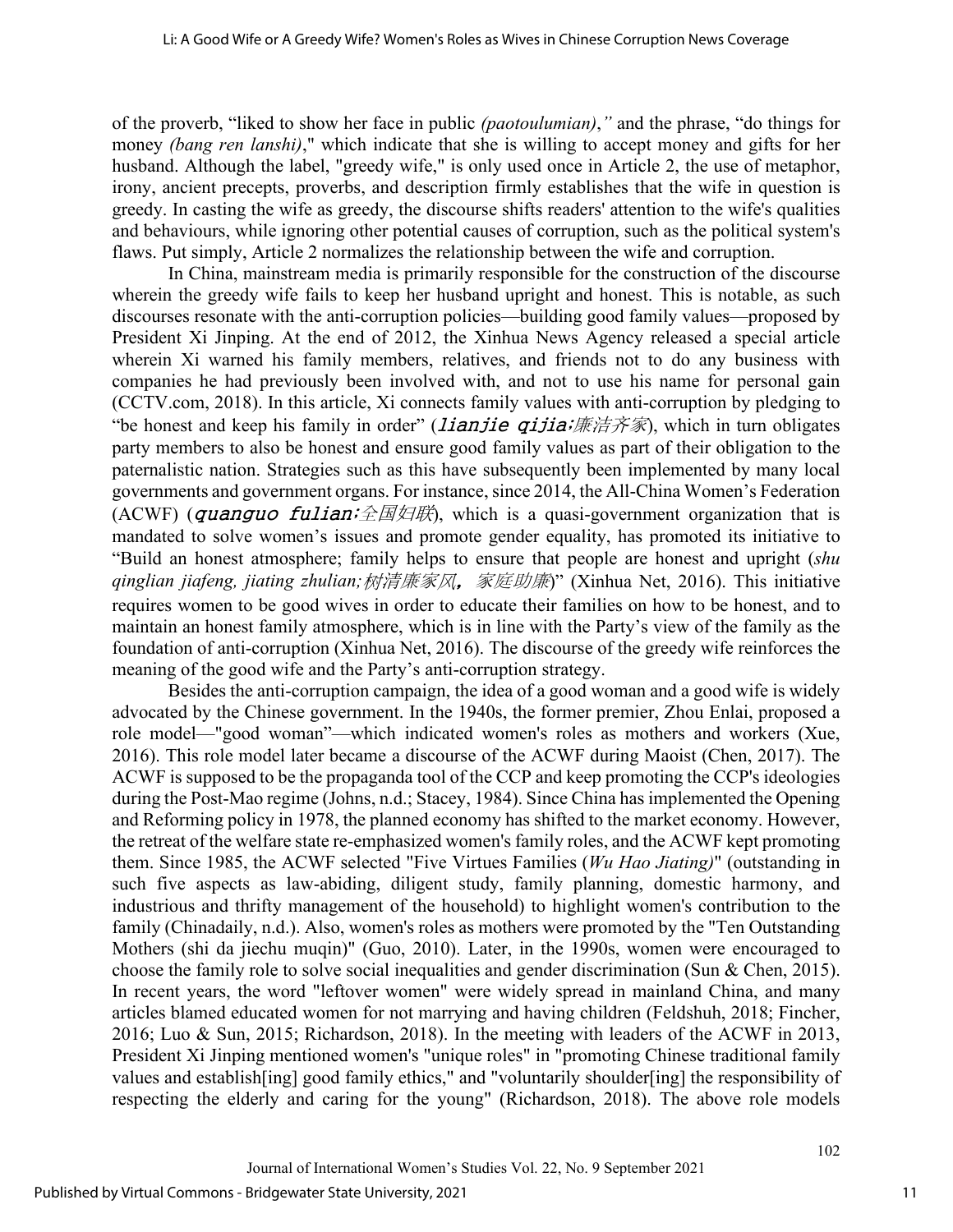of the proverb, "liked to show her face in public *(paotoulumian)*,*"* and the phrase, "do things for money *(bang ren lanshi)*," which indicate that she is willing to accept money and gifts for her husband. Although the label, "greedy wife," is only used once in Article 2, the use of metaphor, irony, ancient precepts, proverbs, and description firmly establishes that the wife in question is greedy. In casting the wife as greedy, the discourse shifts readers' attention to the wife's qualities and behaviours, while ignoring other potential causes of corruption, such as the political system's flaws. Put simply, Article 2 normalizes the relationship between the wife and corruption.

In China, mainstream media is primarily responsible for the construction of the discourse wherein the greedy wife fails to keep her husband upright and honest. This is notable, as such discourses resonate with the anti-corruption policies—building good family values—proposed by President Xi Jinping. At the end of 2012, the Xinhua News Agency released a special article wherein Xi warned his family members, relatives, and friends not to do any business with companies he had previously been involved with, and not to use his name for personal gain (CCTV.com, 2018). In this article, Xi connects family values with anti-corruption by pledging to "be honest and keep his family in order" (*lianjie qijia;廉洁齐家*), which in turn obligates party members to also be honest and ensure good family values as part of their obligation to the paternalistic nation. Strategies such as this have subsequently been implemented by many local governments and government organs. For instance, since 2014, the All-China Women's Federation (ACWF) (*quanguo fulian;全国妇联*), which is a quasi-government organization that is mandated to solve women's issues and promote gender equality, has promoted its initiative to "Build an honest atmosphere; family helps to ensure that people are honest and upright (*shu qinglian jiafeng, jiating zhulian;树清廉家风，家庭助廉*)" (Xinhua Net, 2016). This initiative requires women to be good wives in order to educate their families on how to be honest, and to maintain an honest family atmosphere, which is in line with the Party's view of the family as the foundation of anti-corruption (Xinhua Net, 2016). The discourse of the greedy wife reinforces the meaning of the good wife and the Party's anti-corruption strategy.

Besides the anti-corruption campaign, the idea of a good woman and a good wife is widely advocated by the Chinese government. In the 1940s, the former premier, Zhou Enlai, proposed a role model—"good woman"—which indicated women's roles as mothers and workers (Xue, 2016). This role model later became a discourse of the ACWF during Maoist (Chen, 2017). The ACWF is supposed to be the propaganda tool of the CCP and keep promoting the CCP's ideologies during the Post-Mao regime (Johns, n.d.; Stacey, 1984). Since China has implemented the Opening and Reforming policy in 1978, the planned economy has shifted to the market economy. However, the retreat of the welfare state re-emphasized women's family roles, and the ACWF kept promoting them. Since 1985, the ACWF selected "Five Virtues Families (*Wu Hao Jiating)*" (outstanding in such five aspects as law-abiding, diligent study, family planning, domestic harmony, and industrious and thrifty management of the household) to highlight women's contribution to the family (Chinadaily, n.d.). Also, women's roles as mothers were promoted by the "Ten Outstanding Mothers (shi da jiechu muqin)" (Guo, 2010). Later, in the 1990s, women were encouraged to choose the family role to solve social inequalities and gender discrimination (Sun & Chen, 2015). In recent years, the word "leftover women" were widely spread in mainland China, and many articles blamed educated women for not marrying and having children (Feldshuh, 2018; Fincher, 2016; Luo & Sun, 2015; Richardson, 2018). In the meeting with leaders of the ACWF in 2013, President Xi Jinping mentioned women's "unique roles" in "promoting Chinese traditional family values and establish[ing] good family ethics," and "voluntarily shoulder[ing] the responsibility of respecting the elderly and caring for the young" (Richardson, 2018). The above role models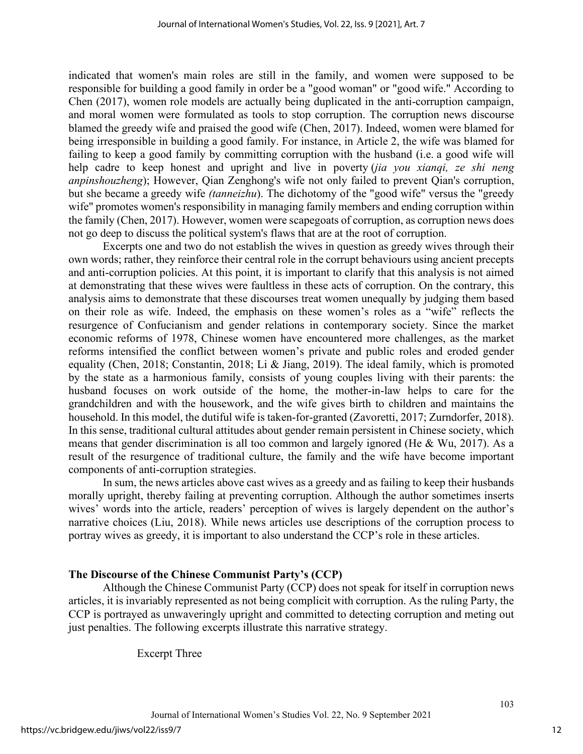indicated that women's main roles are still in the family, and women were supposed to be responsible for building a good family in order be a "good woman" or "good wife." According to Chen (2017), women role models are actually being duplicated in the anti-corruption campaign, and moral women were formulated as tools to stop corruption. The corruption news discourse blamed the greedy wife and praised the good wife (Chen, 2017). Indeed, women were blamed for being irresponsible in building a good family. For instance, in Article 2, the wife was blamed for failing to keep a good family by committing corruption with the husband (i.e. a good wife will help cadre to keep honest and upright and live in poverty (*jia you xianqi, ze shi neng anpinshouzheng*); However, Qian Zenghong's wife not only failed to prevent Qian's corruption, but she became a greedy wife *(tanneizhu*). The dichotomy of the "good wife" versus the "greedy wife" promotes women's responsibility in managing family members and ending corruption within the family (Chen, 2017). However, women were scapegoats of corruption, as corruption news does not go deep to discuss the political system's flaws that are at the root of corruption.

Excerpts one and two do not establish the wives in question as greedy wives through their own words; rather, they reinforce their central role in the corrupt behaviours using ancient precepts and anti-corruption policies. At this point, it is important to clarify that this analysis is not aimed at demonstrating that these wives were faultless in these acts of corruption. On the contrary, this analysis aims to demonstrate that these discourses treat women unequally by judging them based on their role as wife. Indeed, the emphasis on these women's roles as a "wife" reflects the resurgence of Confucianism and gender relations in contemporary society. Since the market economic reforms of 1978, Chinese women have encountered more challenges, as the market reforms intensified the conflict between women's private and public roles and eroded gender equality (Chen, 2018; Constantin, 2018; Li & Jiang, 2019). The ideal family, which is promoted by the state as a harmonious family, consists of young couples living with their parents: the husband focuses on work outside of the home, the mother-in-law helps to care for the grandchildren and with the housework, and the wife gives birth to children and maintains the household. In this model, the dutiful wife is taken-for-granted (Zavoretti, 2017; Zurndorfer, 2018). In this sense, traditional cultural attitudes about gender remain persistent in Chinese society, which means that gender discrimination is all too common and largely ignored (He & Wu, 2017). As a result of the resurgence of traditional culture, the family and the wife have become important components of anti-corruption strategies.

In sum, the news articles above cast wives as a greedy and as failing to keep their husbands morally upright, thereby failing at preventing corruption. Although the author sometimes inserts wives' words into the article, readers' perception of wives is largely dependent on the author's narrative choices (Liu, 2018). While news articles use descriptions of the corruption process to portray wives as greedy, it is important to also understand the CCP's role in these articles.

## The Discourse of the Chinese Communist Party's (CCP)

Although the Chinese Communist Party (CCP) does not speak for itself in corruption news articles, it is invariably represented as not being complicit with corruption. As the ruling Party, the CCP is portrayed as unwaveringly upright and committed to detecting corruption and meting out just penalties. The following excerpts illustrate this narrative strategy.

Excerpt Three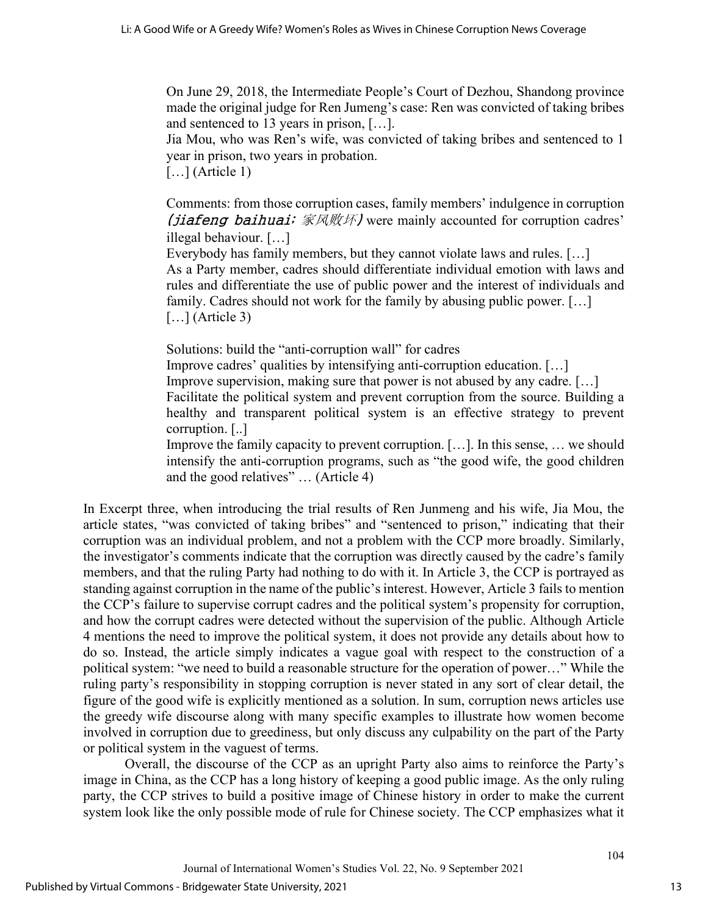> On June 29, 2018, the Intermediate People's Court of Dezhou, Shandong province made the original judge for Ren Jumeng's case: Ren was convicted of taking bribes and sentenced to 13 years in prison, […].
> Jia Mou, who was Ren's wife, was convicted of taking bribes and sentenced to 1 year in prison, two years in probation.
> […] (Article 1)
>
> Comments: from those corruption cases, family members' indulgence in corruption *(jiafeng baihuai; 家风败坏)* were mainly accounted for corruption cadres' illegal behaviour. […]
> Everybody has family members, but they cannot violate laws and rules. […]
> As a Party member, cadres should differentiate individual emotion with laws and rules and differentiate the use of public power and the interest of individuals and family. Cadres should not work for the family by abusing public power. […]
> […] (Article 3)
>
> Solutions: build the "anti-corruption wall" for cadres
> Improve cadres' qualities by intensifying anti-corruption education. […]
> Improve supervision, making sure that power is not abused by any cadre. […]
> Facilitate the political system and prevent corruption from the source. Building a healthy and transparent political system is an effective strategy to prevent corruption. [..]
> Improve the family capacity to prevent corruption. […]. In this sense, … we should intensify the anti-corruption programs, such as "the good wife, the good children and the good relatives" … (Article 4)

In Excerpt three, when introducing the trial results of Ren Junmeng and his wife, Jia Mou, the article states, "was convicted of taking bribes" and "sentenced to prison," indicating that their corruption was an individual problem, and not a problem with the CCP more broadly. Similarly, the investigator's comments indicate that the corruption was directly caused by the cadre's family members, and that the ruling Party had nothing to do with it. In Article 3, the CCP is portrayed as standing against corruption in the name of the public's interest. However, Article 3 fails to mention the CCP's failure to supervise corrupt cadres and the political system's propensity for corruption, and how the corrupt cadres were detected without the supervision of the public. Although Article 4 mentions the need to improve the political system, it does not provide any details about how to do so. Instead, the article simply indicates a vague goal with respect to the construction of a political system: "we need to build a reasonable structure for the operation of power…" While the ruling party's responsibility in stopping corruption is never stated in any sort of clear detail, the figure of the good wife is explicitly mentioned as a solution. In sum, corruption news articles use the greedy wife discourse along with many specific examples to illustrate how women become involved in corruption due to greediness, but only discuss any culpability on the part of the Party or political system in the vaguest of terms.

Overall, the discourse of the CCP as an upright Party also aims to reinforce the Party's image in China, as the CCP has a long history of keeping a good public image. As the only ruling party, the CCP strives to build a positive image of Chinese history in order to make the current system look like the only possible mode of rule for Chinese society. The CCP emphasizes what it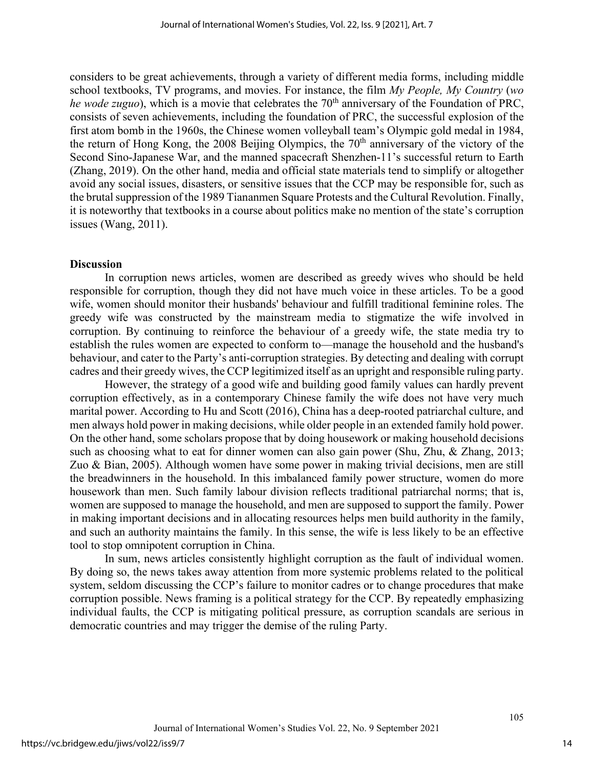considers to be great achievements, through a variety of different media forms, including middle school textbooks, TV programs, and movies. For instance, the film *My People, My Country* (*wo he wode zuguo*), which is a movie that celebrates the 70th anniversary of the Foundation of PRC, consists of seven achievements, including the foundation of PRC, the successful explosion of the first atom bomb in the 1960s, the Chinese women volleyball team's Olympic gold medal in 1984, the return of Hong Kong, the 2008 Beijing Olympics, the 70th anniversary of the victory of the Second Sino-Japanese War, and the manned spacecraft Shenzhen-11's successful return to Earth (Zhang, 2019). On the other hand, media and official state materials tend to simplify or altogether avoid any social issues, disasters, or sensitive issues that the CCP may be responsible for, such as the brutal suppression of the 1989 Tiananmen Square Protests and the Cultural Revolution. Finally, it is noteworthy that textbooks in a course about politics make no mention of the state's corruption issues (Wang, 2011).

## Discussion

In corruption news articles, women are described as greedy wives who should be held responsible for corruption, though they did not have much voice in these articles. To be a good wife, women should monitor their husbands' behaviour and fulfill traditional feminine roles. The greedy wife was constructed by the mainstream media to stigmatize the wife involved in corruption. By continuing to reinforce the behaviour of a greedy wife, the state media try to establish the rules women are expected to conform to—manage the household and the husband's behaviour, and cater to the Party's anti-corruption strategies. By detecting and dealing with corrupt cadres and their greedy wives, the CCP legitimized itself as an upright and responsible ruling party.

However, the strategy of a good wife and building good family values can hardly prevent corruption effectively, as in a contemporary Chinese family the wife does not have very much marital power. According to Hu and Scott (2016), China has a deep-rooted patriarchal culture, and men always hold power in making decisions, while older people in an extended family hold power. On the other hand, some scholars propose that by doing housework or making household decisions such as choosing what to eat for dinner women can also gain power (Shu, Zhu, & Zhang, 2013; Zuo & Bian, 2005). Although women have some power in making trivial decisions, men are still the breadwinners in the household. In this imbalanced family power structure, women do more housework than men. Such family labour division reflects traditional patriarchal norms; that is, women are supposed to manage the household, and men are supposed to support the family. Power in making important decisions and in allocating resources helps men build authority in the family, and such an authority maintains the family. In this sense, the wife is less likely to be an effective tool to stop omnipotent corruption in China.

In sum, news articles consistently highlight corruption as the fault of individual women. By doing so, the news takes away attention from more systemic problems related to the political system, seldom discussing the CCP's failure to monitor cadres or to change procedures that make corruption possible. News framing is a political strategy for the CCP. By repeatedly emphasizing individual faults, the CCP is mitigating political pressure, as corruption scandals are serious in democratic countries and may trigger the demise of the ruling Party.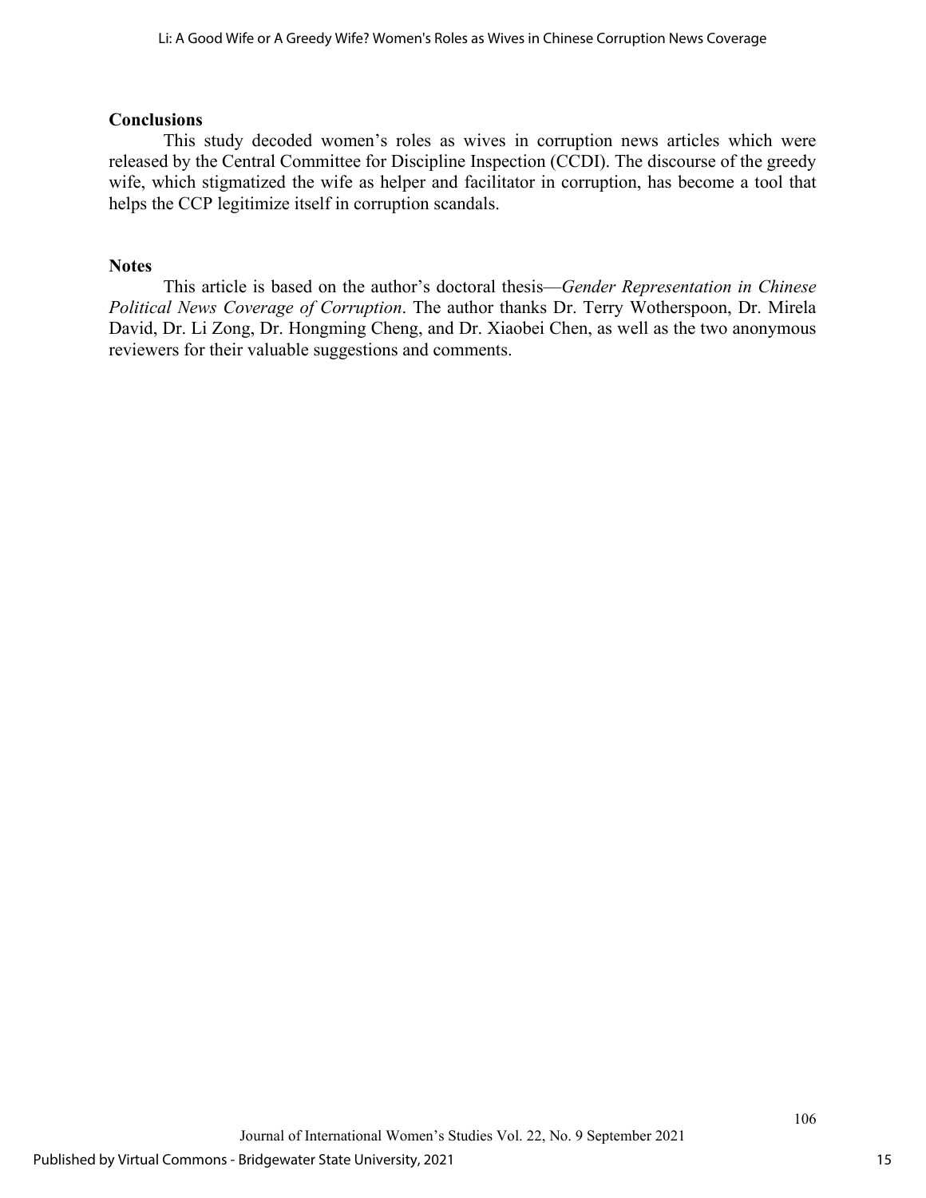## Conclusions

This study decoded women's roles as wives in corruption news articles which were released by the Central Committee for Discipline Inspection (CCDI). The discourse of the greedy wife, which stigmatized the wife as helper and facilitator in corruption, has become a tool that helps the CCP legitimize itself in corruption scandals.

## Notes

This article is based on the author's doctoral thesis—*Gender Representation in Chinese Political News Coverage of Corruption*. The author thanks Dr. Terry Wotherspoon, Dr. Mirela David, Dr. Li Zong, Dr. Hongming Cheng, and Dr. Xiaobei Chen, as well as the two anonymous reviewers for their valuable suggestions and comments.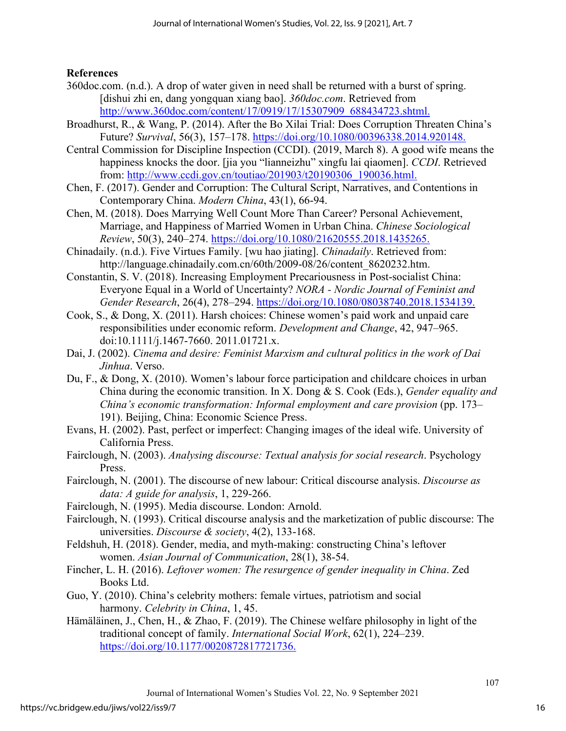**References**

360doc.com. (n.d.). A drop of water given in need shall be returned with a burst of spring. [dishui zhi en, dang yongquan xiang bao]. *360doc.com*. Retrieved from http://www.360doc.com/content/17/0919/17/15307909_688434723.shtml.

Broadhurst, R., & Wang, P. (2014). After the Bo Xilai Trial: Does Corruption Threaten China's Future? *Survival*, 56(3), 157–178. https://doi.org/10.1080/00396338.2014.920148.

Central Commission for Discipline Inspection (CCDI). (2019, March 8). A good wife means the happiness knocks the door. [jia you "lianneizhu" xingfu lai qiaomen]. *CCDI*. Retrieved from: http://www.ccdi.gov.cn/toutiao/201903/t20190306_190036.html.

Chen, F. (2017). Gender and Corruption: The Cultural Script, Narratives, and Contentions in Contemporary China. *Modern China*, 43(1), 66-94.

Chen, M. (2018). Does Marrying Well Count More Than Career? Personal Achievement, Marriage, and Happiness of Married Women in Urban China. *Chinese Sociological Review*, 50(3), 240–274. https://doi.org/10.1080/21620555.2018.1435265.

Chinadaily. (n.d.). Five Virtues Family. [wu hao jiating]. *Chinadaily*. Retrieved from: http://language.chinadaily.com.cn/60th/2009-08/26/content_8620232.htm.

Constantin, S. V. (2018). Increasing Employment Precariousness in Post-socialist China: Everyone Equal in a World of Uncertainty? *NORA - Nordic Journal of Feminist and Gender Research*, 26(4), 278–294. https://doi.org/10.1080/08038740.2018.1534139.

Cook, S., & Dong, X. (2011). Harsh choices: Chinese women's paid work and unpaid care responsibilities under economic reform. *Development and Change*, 42, 947–965. doi:10.1111/j.1467-7660. 2011.01721.x.

Dai, J. (2002). *Cinema and desire: Feminist Marxism and cultural politics in the work of Dai Jinhua*. Verso.

Du, F., & Dong, X. (2010). Women's labour force participation and childcare choices in urban China during the economic transition. In X. Dong & S. Cook (Eds.), *Gender equality and China's economic transformation: Informal employment and care provision* (pp. 173–191). Beijing, China: Economic Science Press.

Evans, H. (2002). Past, perfect or imperfect: Changing images of the ideal wife. University of California Press.

Fairclough, N. (2003). *Analysing discourse: Textual analysis for social research*. Psychology Press.

Fairclough, N. (2001). The discourse of new labour: Critical discourse analysis. *Discourse as data: A guide for analysis*, 1, 229-266.

Fairclough, N. (1995). Media discourse. London: Arnold.

Fairclough, N. (1993). Critical discourse analysis and the marketization of public discourse: The universities. *Discourse & society*, 4(2), 133-168.

Feldshuh, H. (2018). Gender, media, and myth-making: constructing China's leftover women. *Asian Journal of Communication*, 28(1), 38-54.

Fincher, L. H. (2016). *Leftover women: The resurgence of gender inequality in China*. Zed Books Ltd.

Guo, Y. (2010). China's celebrity mothers: female virtues, patriotism and social harmony. *Celebrity in China*, 1, 45.

Hämäläinen, J., Chen, H., & Zhao, F. (2019). The Chinese welfare philosophy in light of the traditional concept of family. *International Social Work*, 62(1), 224–239. https://doi.org/10.1177/0020872817721736.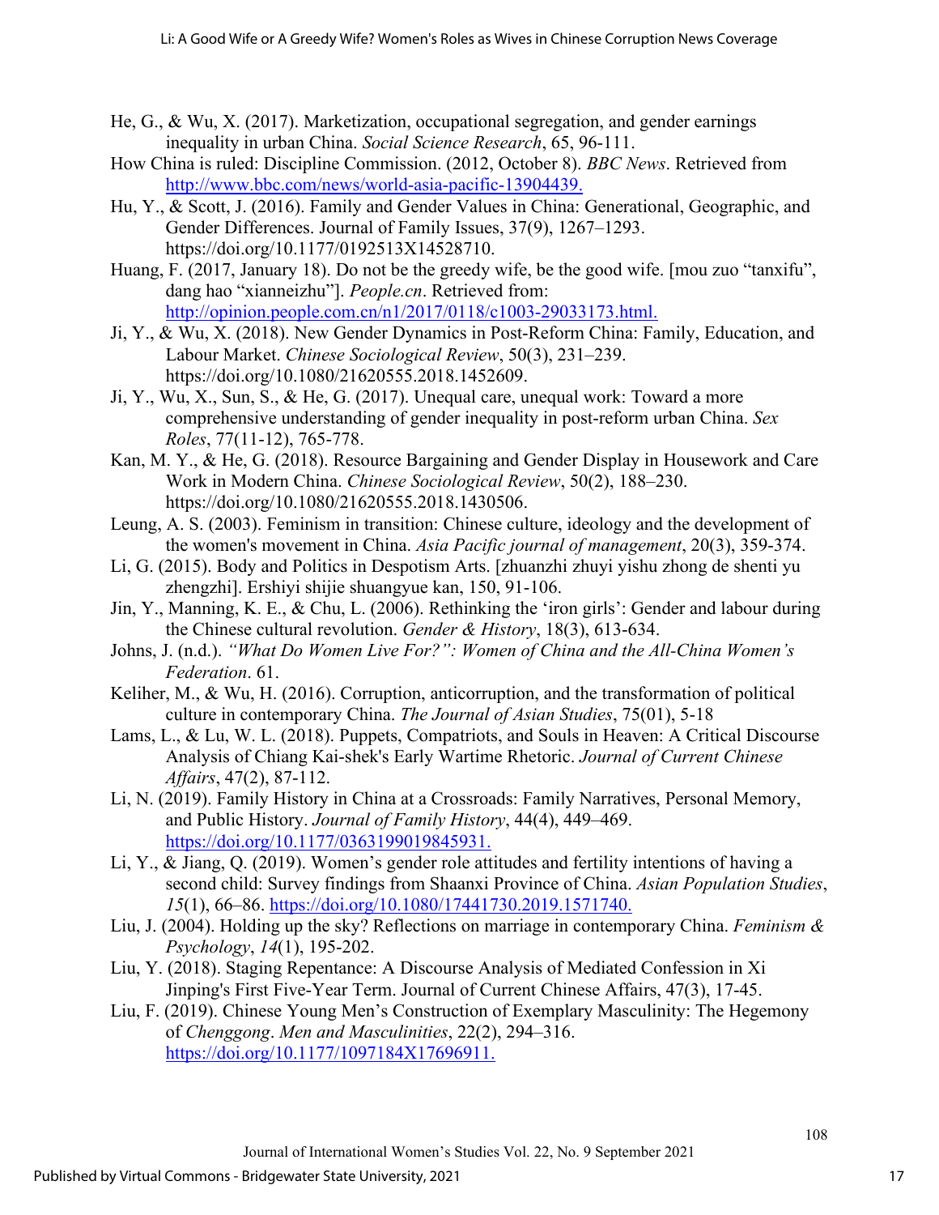He, G., & Wu, X. (2017). Marketization, occupational segregation, and gender earnings inequality in urban China. *Social Science Research*, 65, 96-111.

How China is ruled: Discipline Commission. (2012, October 8). *BBC News*. Retrieved from http://www.bbc.com/news/world-asia-pacific-13904439.

Hu, Y., & Scott, J. (2016). Family and Gender Values in China: Generational, Geographic, and Gender Differences. Journal of Family Issues, 37(9), 1267–1293. https://doi.org/10.1177/0192513X14528710.

Huang, F. (2017, January 18). Do not be the greedy wife, be the good wife. [mou zuo "tanxifu", dang hao "xianneizhu"]. *People.cn*. Retrieved from: http://opinion.people.com.cn/n1/2017/0118/c1003-29033173.html.

Ji, Y., & Wu, X. (2018). New Gender Dynamics in Post-Reform China: Family, Education, and Labour Market. *Chinese Sociological Review*, 50(3), 231–239. https://doi.org/10.1080/21620555.2018.1452609.

Ji, Y., Wu, X., Sun, S., & He, G. (2017). Unequal care, unequal work: Toward a more comprehensive understanding of gender inequality in post-reform urban China. *Sex Roles*, 77(11-12), 765-778.

Kan, M. Y., & He, G. (2018). Resource Bargaining and Gender Display in Housework and Care Work in Modern China. *Chinese Sociological Review*, 50(2), 188–230. https://doi.org/10.1080/21620555.2018.1430506.

Leung, A. S. (2003). Feminism in transition: Chinese culture, ideology and the development of the women's movement in China. *Asia Pacific journal of management*, 20(3), 359-374.

Li, G. (2015). Body and Politics in Despotism Arts. [zhuanzhi zhuyi yishu zhong de shenti yu zhengzhi]. Ershiyi shijie shuangyue kan, 150, 91-106.

Jin, Y., Manning, K. E., & Chu, L. (2006). Rethinking the 'iron girls': Gender and labour during the Chinese cultural revolution. *Gender & History*, 18(3), 613-634.

Johns, J. (n.d.). *"What Do Women Live For?": Women of China and the All-China Women's Federation*. 61.

Keliher, M., & Wu, H. (2016). Corruption, anticorruption, and the transformation of political culture in contemporary China. *The Journal of Asian Studies*, 75(01), 5-18

Lams, L., & Lu, W. L. (2018). Puppets, Compatriots, and Souls in Heaven: A Critical Discourse Analysis of Chiang Kai-shek's Early Wartime Rhetoric. *Journal of Current Chinese Affairs*, 47(2), 87-112.

Li, N. (2019). Family History in China at a Crossroads: Family Narratives, Personal Memory, and Public History. *Journal of Family History*, 44(4), 449–469. https://doi.org/10.1177/0363199019845931.

Li, Y., & Jiang, Q. (2019). Women's gender role attitudes and fertility intentions of having a second child: Survey findings from Shaanxi Province of China. *Asian Population Studies*, *15*(1), 66–86. https://doi.org/10.1080/17441730.2019.1571740.

Liu, J. (2004). Holding up the sky? Reflections on marriage in contemporary China. *Feminism & Psychology*, *14*(1), 195-202.

Liu, Y. (2018). Staging Repentance: A Discourse Analysis of Mediated Confession in Xi Jinping's First Five-Year Term. Journal of Current Chinese Affairs, 47(3), 17-45.

Liu, F. (2019). Chinese Young Men's Construction of Exemplary Masculinity: The Hegemony of *Chenggong*. *Men and Masculinities*, 22(2), 294–316. https://doi.org/10.1177/1097184X17696911.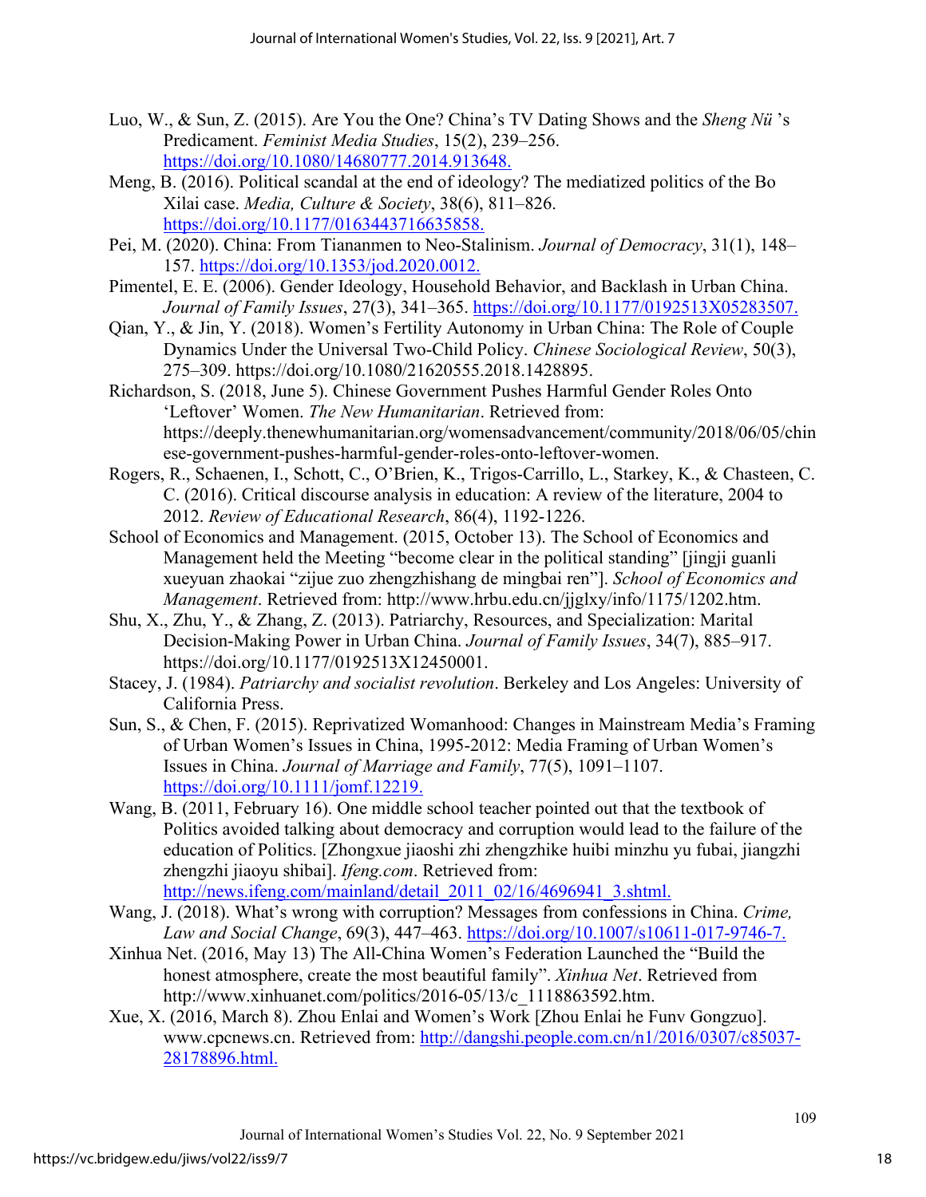Luo, W., & Sun, Z. (2015). Are You the One? China's TV Dating Shows and the *Sheng Nü* 's Predicament. *Feminist Media Studies*, 15(2), 239–256. https://doi.org/10.1080/14680777.2014.913648.

Meng, B. (2016). Political scandal at the end of ideology? The mediatized politics of the Bo Xilai case. *Media, Culture & Society*, 38(6), 811–826. https://doi.org/10.1177/0163443716635858.

Pei, M. (2020). China: From Tiananmen to Neo-Stalinism. *Journal of Democracy*, 31(1), 148–157. https://doi.org/10.1353/jod.2020.0012.

Pimentel, E. E. (2006). Gender Ideology, Household Behavior, and Backlash in Urban China. *Journal of Family Issues*, 27(3), 341–365. https://doi.org/10.1177/0192513X05283507.

Qian, Y., & Jin, Y. (2018). Women's Fertility Autonomy in Urban China: The Role of Couple Dynamics Under the Universal Two-Child Policy. *Chinese Sociological Review*, 50(3), 275–309. https://doi.org/10.1080/21620555.2018.1428895.

Richardson, S. (2018, June 5). Chinese Government Pushes Harmful Gender Roles Onto 'Leftover' Women. *The New Humanitarian*. Retrieved from: https://deeply.thenewhumanitarian.org/womensadvancement/community/2018/06/05/chinese-government-pushes-harmful-gender-roles-onto-leftover-women.

Rogers, R., Schaenen, I., Schott, C., O'Brien, K., Trigos-Carrillo, L., Starkey, K., & Chasteen, C. C. (2016). Critical discourse analysis in education: A review of the literature, 2004 to 2012. *Review of Educational Research*, 86(4), 1192-1226.

School of Economics and Management. (2015, October 13). The School of Economics and Management held the Meeting "become clear in the political standing" [jingji guanli xueyuan zhaokai "zijue zuo zhengzhishang de mingbai ren"]. *School of Economics and Management*. Retrieved from: http://www.hrbu.edu.cn/jjglxy/info/1175/1202.htm.

Shu, X., Zhu, Y., & Zhang, Z. (2013). Patriarchy, Resources, and Specialization: Marital Decision-Making Power in Urban China. *Journal of Family Issues*, 34(7), 885–917. https://doi.org/10.1177/0192513X12450001.

Stacey, J. (1984). *Patriarchy and socialist revolution*. Berkeley and Los Angeles: University of California Press.

Sun, S., & Chen, F. (2015). Reprivatized Womanhood: Changes in Mainstream Media's Framing of Urban Women's Issues in China, 1995-2012: Media Framing of Urban Women's Issues in China. *Journal of Marriage and Family*, 77(5), 1091–1107. https://doi.org/10.1111/jomf.12219.

Wang, B. (2011, February 16). One middle school teacher pointed out that the textbook of Politics avoided talking about democracy and corruption would lead to the failure of the education of Politics. [Zhongxue jiaoshi zhi zhengzhike huibi minzhu yu fubai, jiangzhi zhengzhi jiaoyu shibai]. *Ifeng.com*. Retrieved from: http://news.ifeng.com/mainland/detail_2011_02/16/4696941_3.shtml.

Wang, J. (2018). What's wrong with corruption? Messages from confessions in China. *Crime, Law and Social Change*, 69(3), 447–463. https://doi.org/10.1007/s10611-017-9746-7.

Xinhua Net. (2016, May 13) The All-China Women's Federation Launched the "Build the honest atmosphere, create the most beautiful family". *Xinhua Net*. Retrieved from http://www.xinhuanet.com/politics/2016-05/13/c_1118863592.htm.

Xue, X. (2016, March 8). Zhou Enlai and Women's Work [Zhou Enlai he Funv Gongzuo]. www.cpcnews.cn. Retrieved from: http://dangshi.people.com.cn/n1/2016/0307/c85037-28178896.html.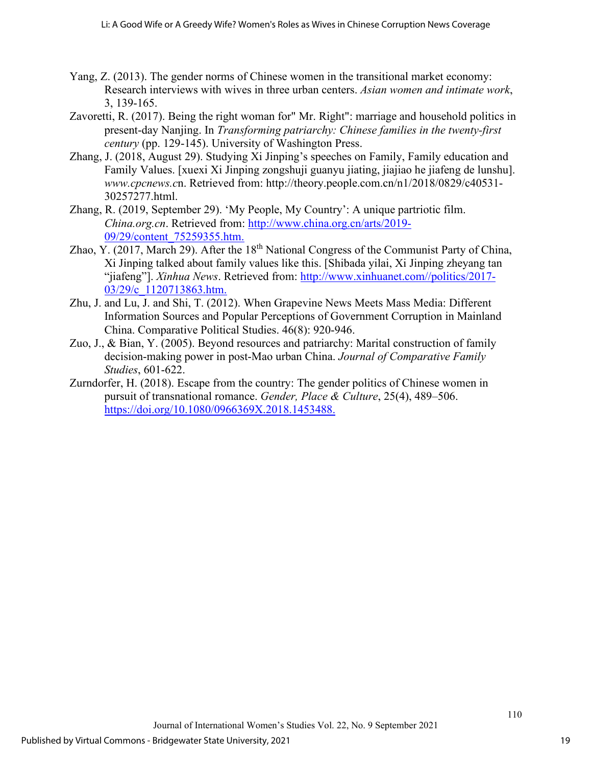Yang, Z. (2013). The gender norms of Chinese women in the transitional market economy: Research interviews with wives in three urban centers. *Asian women and intimate work*, 3, 139-165.

Zavoretti, R. (2017). Being the right woman for" Mr. Right": marriage and household politics in present-day Nanjing. In *Transforming patriarchy: Chinese families in the twenty-first century* (pp. 129-145). University of Washington Press.

Zhang, J. (2018, August 29). Studying Xi Jinping's speeches on Family, Family education and Family Values. [xuexi Xi Jinping zongshuji guanyu jiating, jiajiao he jiafeng de lunshu]. *www.cpcnews.c*n. Retrieved from: http://theory.people.com.cn/n1/2018/0829/c40531-30257277.html.

Zhang, R. (2019, September 29). 'My People, My Country': A unique partriotic film. *China.org.cn*. Retrieved from: http://www.china.org.cn/arts/2019-09/29/content_75259355.htm.

Zhao, Y. (2017, March 29). After the 18th National Congress of the Communist Party of China, Xi Jinping talked about family values like this. [Shibada yilai, Xi Jinping zheyang tan "jiafeng"]. *Xinhua News*. Retrieved from: http://www.xinhuanet.com//politics/2017-03/29/c_1120713863.htm.

Zhu, J. and Lu, J. and Shi, T. (2012). When Grapevine News Meets Mass Media: Different Information Sources and Popular Perceptions of Government Corruption in Mainland China. Comparative Political Studies. 46(8): 920-946.

Zuo, J., & Bian, Y. (2005). Beyond resources and patriarchy: Marital construction of family decision-making power in post-Mao urban China. *Journal of Comparative Family Studies*, 601-622.

Zurndorfer, H. (2018). Escape from the country: The gender politics of Chinese women in pursuit of transnational romance. *Gender, Place & Culture*, 25(4), 489–506. https://doi.org/10.1080/0966369X.2018.1453488.